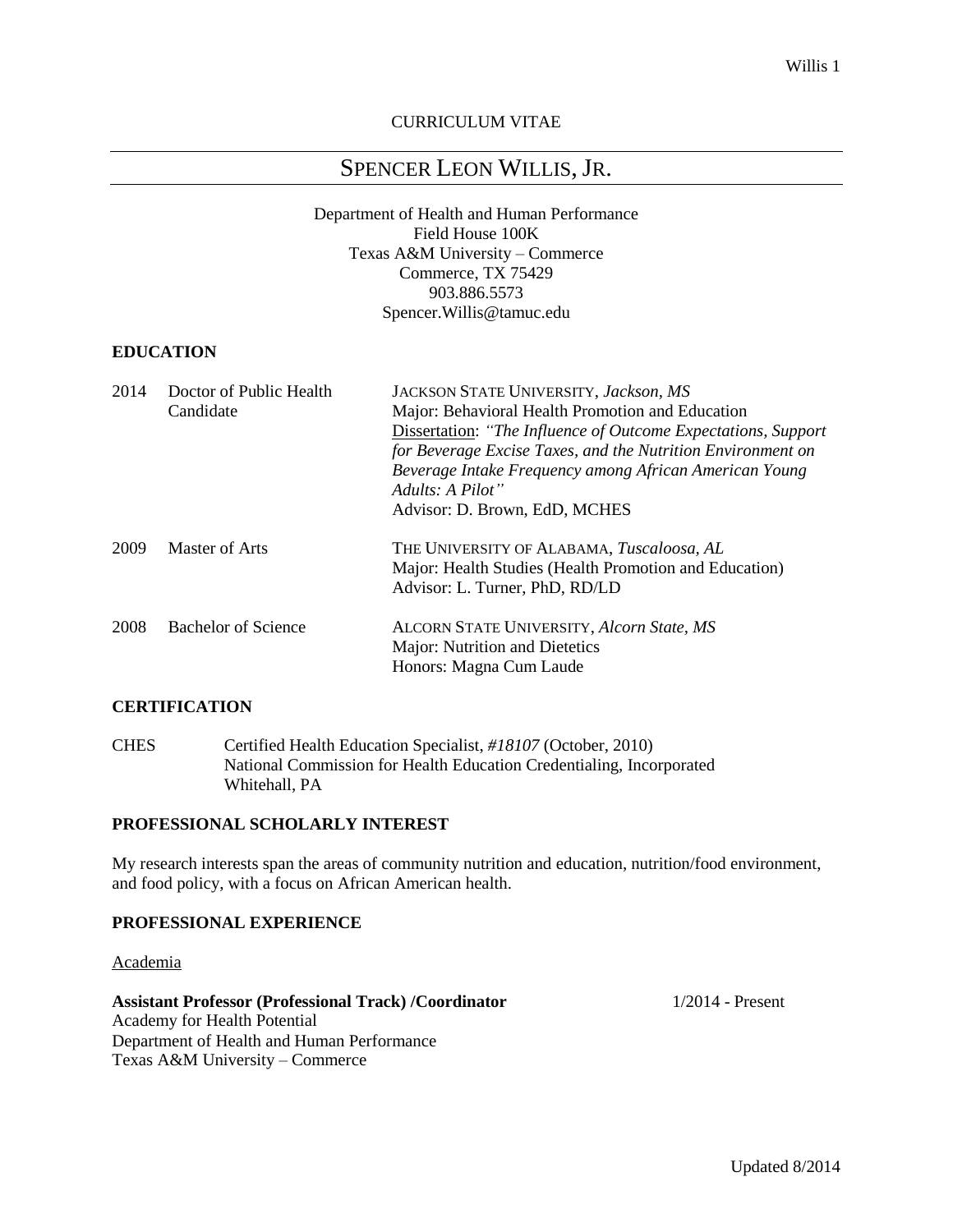CURRICULUM VITAE

# SPENCER LEON WILLIS, JR.

Department of Health and Human Performance
Field House 100K
Texas A&M University – Commerce
Commerce, TX 75429
903.886.5573
Spencer.Willis@tamuc.edu

## EDUCATION

2014 Doctor of Public Health Candidate
JACKSON STATE UNIVERSITY, *Jackson, MS*
Major: Behavioral Health Promotion and Education
Dissertation: *"The Influence of Outcome Expectations, Support for Beverage Excise Taxes, and the Nutrition Environment on Beverage Intake Frequency among African American Young Adults: A Pilot"*
Advisor: D. Brown, EdD, MCHES

2009 Master of Arts
THE UNIVERSITY OF ALABAMA, *Tuscaloosa, AL*
Major: Health Studies (Health Promotion and Education)
Advisor: L. Turner, PhD, RD/LD

2008 Bachelor of Science
ALCORN STATE UNIVERSITY, *Alcorn State, MS*
Major: Nutrition and Dietetics
Honors: Magna Cum Laude

## CERTIFICATION

CHES Certified Health Education Specialist, *#18107* (October, 2010)
National Commission for Health Education Credentialing, Incorporated
Whitehall, PA

## PROFESSIONAL SCHOLARLY INTEREST

My research interests span the areas of community nutrition and education, nutrition/food environment, and food policy, with a focus on African American health.

## PROFESSIONAL EXPERIENCE

Academia

**Assistant Professor (Professional Track) /Coordinator** 1/2014 - Present
Academy for Health Potential
Department of Health and Human Performance
Texas A&M University – Commerce

Updated 8/2014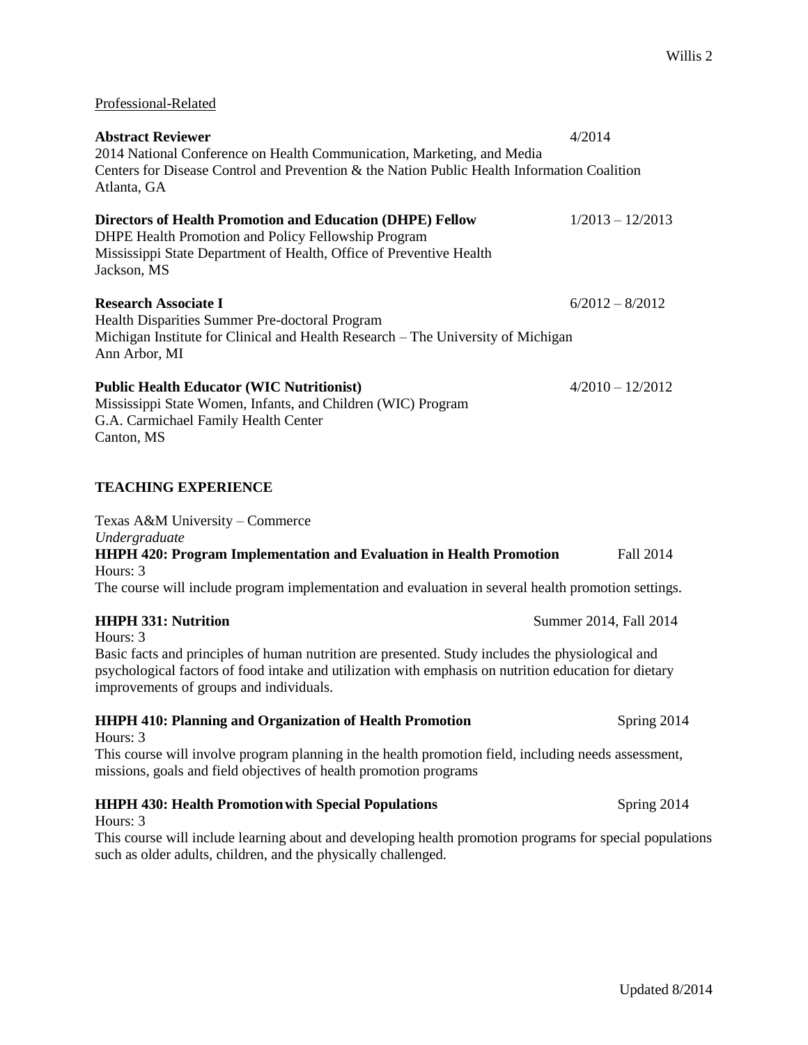Professional-Related

**Abstract Reviewer** 4/2014
2014 National Conference on Health Communication, Marketing, and Media
Centers for Disease Control and Prevention & the Nation Public Health Information Coalition
Atlanta, GA

**Directors of Health Promotion and Education (DHPE) Fellow** 1/2013 – 12/2013
DHPE Health Promotion and Policy Fellowship Program
Mississippi State Department of Health, Office of Preventive Health
Jackson, MS

**Research Associate I** 6/2012 – 8/2012
Health Disparities Summer Pre-doctoral Program
Michigan Institute for Clinical and Health Research – The University of Michigan
Ann Arbor, MI

**Public Health Educator (WIC Nutritionist)** 4/2010 – 12/2012
Mississippi State Women, Infants, and Children (WIC) Program
G.A. Carmichael Family Health Center
Canton, MS

## TEACHING EXPERIENCE

Texas A&M University – Commerce
*Undergraduate*

**HHPH 420: Program Implementation and Evaluation in Health Promotion** Fall 2014
Hours: 3
The course will include program implementation and evaluation in several health promotion settings.

**HHPH 331: Nutrition** Summer 2014, Fall 2014
Hours: 3
Basic facts and principles of human nutrition are presented. Study includes the physiological and psychological factors of food intake and utilization with emphasis on nutrition education for dietary improvements of groups and individuals.

**HHPH 410: Planning and Organization of Health Promotion** Spring 2014
Hours: 3
This course will involve program planning in the health promotion field, including needs assessment, missions, goals and field objectives of health promotion programs

**HHPH 430: Health Promotion with Special Populations** Spring 2014
Hours: 3
This course will include learning about and developing health promotion programs for special populations such as older adults, children, and the physically challenged.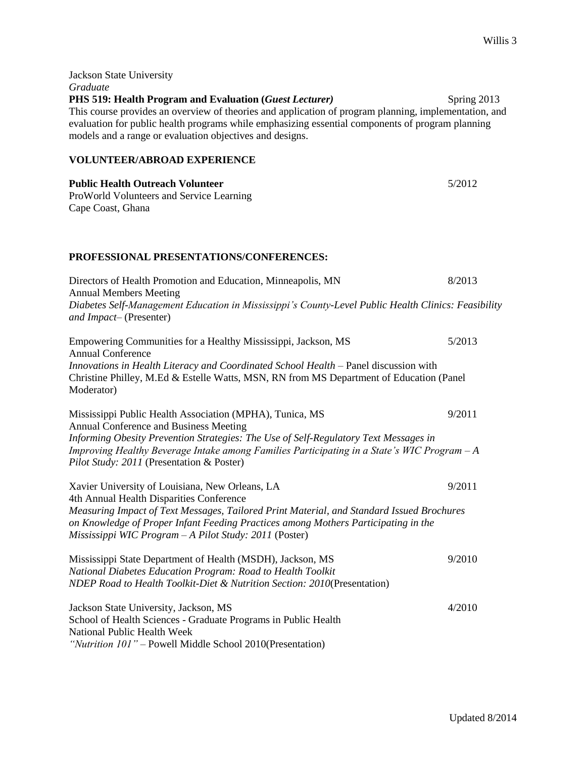Jackson State University
*Graduate*
**PHS 519: Health Program and Evaluation (*Guest Lecturer*)** Spring 2013
This course provides an overview of theories and application of program planning, implementation, and evaluation for public health programs while emphasizing essential components of program planning models and a range or evaluation objectives and designs.

## VOLUNTEER/ABROAD EXPERIENCE

**Public Health Outreach Volunteer** 5/2012
ProWorld Volunteers and Service Learning
Cape Coast, Ghana

## PROFESSIONAL PRESENTATIONS/CONFERENCES:

Directors of Health Promotion and Education, Minneapolis, MN 8/2013
Annual Members Meeting
*Diabetes Self-Management Education in Mississippi's County-Level Public Health Clinics: Feasibility and Impact*– (Presenter)

Empowering Communities for a Healthy Mississippi, Jackson, MS 5/2013
Annual Conference
*Innovations in Health Literacy and Coordinated School Health* – Panel discussion with Christine Philley, M.Ed & Estelle Watts, MSN, RN from MS Department of Education (Panel Moderator)

Mississippi Public Health Association (MPHA), Tunica, MS 9/2011
Annual Conference and Business Meeting
*Informing Obesity Prevention Strategies: The Use of Self-Regulatory Text Messages in Improving Healthy Beverage Intake among Families Participating in a State's WIC Program – A Pilot Study: 2011* (Presentation & Poster)

Xavier University of Louisiana, New Orleans, LA 9/2011
4th Annual Health Disparities Conference
*Measuring Impact of Text Messages, Tailored Print Material, and Standard Issued Brochures on Knowledge of Proper Infant Feeding Practices among Mothers Participating in the Mississippi WIC Program – A Pilot Study: 2011* (Poster)

Mississippi State Department of Health (MSDH), Jackson, MS 9/2010
*National Diabetes Education Program: Road to Health Toolkit*
*NDEP Road to Health Toolkit-Diet & Nutrition Section: 2010*(Presentation)

Jackson State University, Jackson, MS 4/2010
School of Health Sciences - Graduate Programs in Public Health
National Public Health Week
*"Nutrition 101"* – Powell Middle School 2010(Presentation)

Updated 8/2014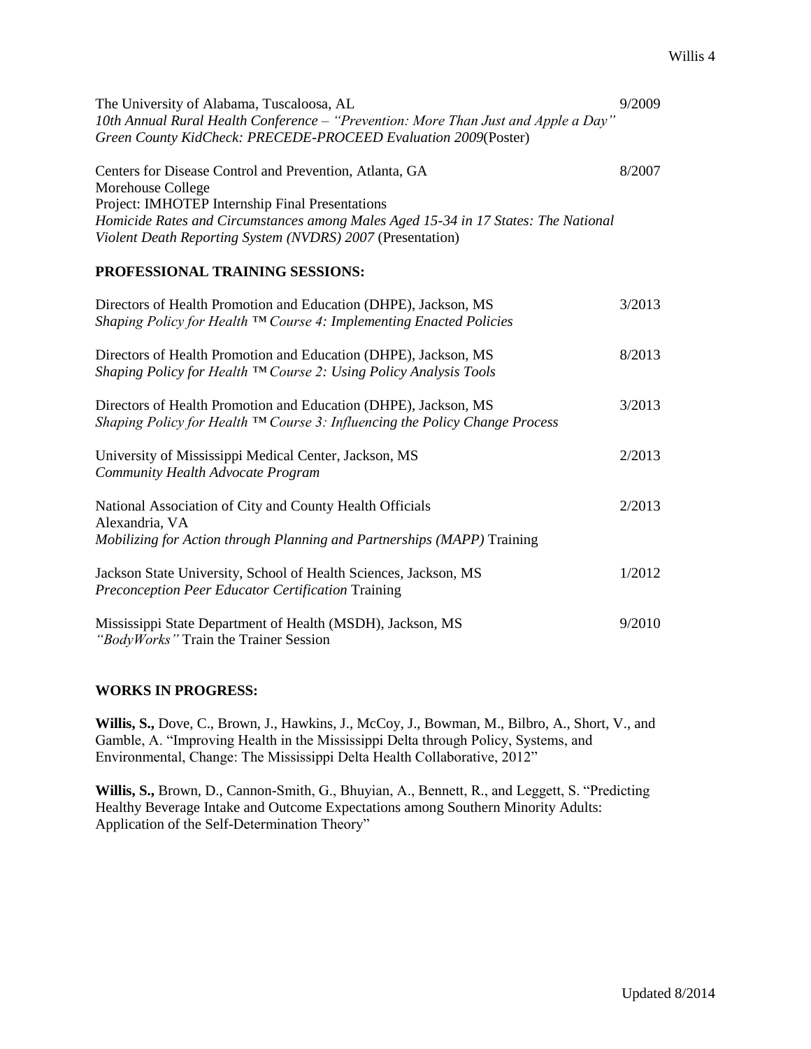The University of Alabama, Tuscaloosa, AL 9/2009
*10th Annual Rural Health Conference – "Prevention: More Than Just and Apple a Day"*
*Green County KidCheck: PRECEDE-PROCEED Evaluation 2009*(Poster)

Centers for Disease Control and Prevention, Atlanta, GA 8/2007
Morehouse College
Project: IMHOTEP Internship Final Presentations
*Homicide Rates and Circumstances among Males Aged 15-34 in 17 States: The National Violent Death Reporting System (NVDRS) 2007* (Presentation)

**PROFESSIONAL TRAINING SESSIONS:**

Directors of Health Promotion and Education (DHPE), Jackson, MS 3/2013
*Shaping Policy for Health ™ Course 4: Implementing Enacted Policies*

Directors of Health Promotion and Education (DHPE), Jackson, MS 8/2013
*Shaping Policy for Health ™ Course 2: Using Policy Analysis Tools*

Directors of Health Promotion and Education (DHPE), Jackson, MS 3/2013
*Shaping Policy for Health ™ Course 3: Influencing the Policy Change Process*

University of Mississippi Medical Center, Jackson, MS 2/2013
*Community Health Advocate Program*

National Association of City and County Health Officials 2/2013
Alexandria, VA
*Mobilizing for Action through Planning and Partnerships (MAPP)* Training

Jackson State University, School of Health Sciences, Jackson, MS 1/2012
*Preconception Peer Educator Certification* Training

Mississippi State Department of Health (MSDH), Jackson, MS 9/2010
*"BodyWorks"* Train the Trainer Session

**WORKS IN PROGRESS:**

**Willis, S.,** Dove, C., Brown, J., Hawkins, J., McCoy, J., Bowman, M., Bilbro, A., Short, V., and Gamble, A. "Improving Health in the Mississippi Delta through Policy, Systems, and Environmental, Change: The Mississippi Delta Health Collaborative, 2012"

**Willis, S.,** Brown, D., Cannon-Smith, G., Bhuyian, A., Bennett, R., and Leggett, S. "Predicting Healthy Beverage Intake and Outcome Expectations among Southern Minority Adults: Application of the Self-Determination Theory"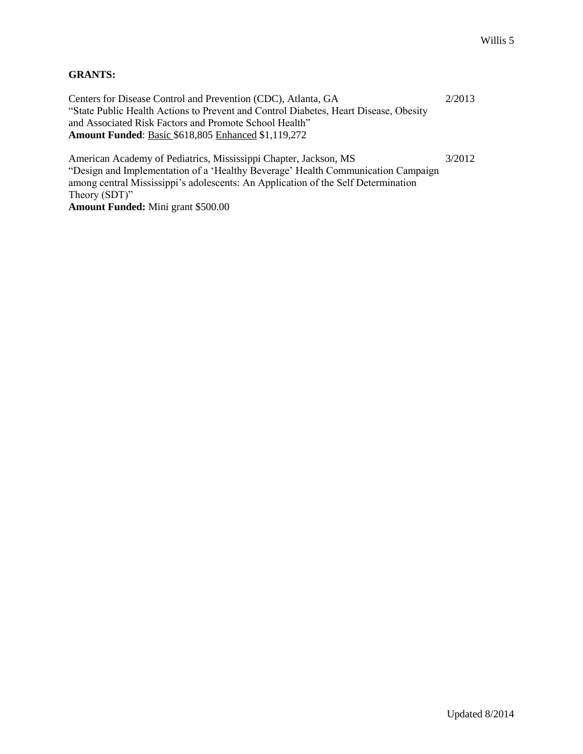**GRANTS:**

Centers for Disease Control and Prevention (CDC), Atlanta, GA 2/2013
"State Public Health Actions to Prevent and Control Diabetes, Heart Disease, Obesity and Associated Risk Factors and Promote School Health"
**Amount Funded**: Basic $618,805 Enhanced $1,119,272

American Academy of Pediatrics, Mississippi Chapter, Jackson, MS 3/2012
"Design and Implementation of a 'Healthy Beverage' Health Communication Campaign among central Mississippi's adolescents: An Application of the Self Determination Theory (SDT)"
**Amount Funded:** Mini grant $500.00

Updated 8/2014